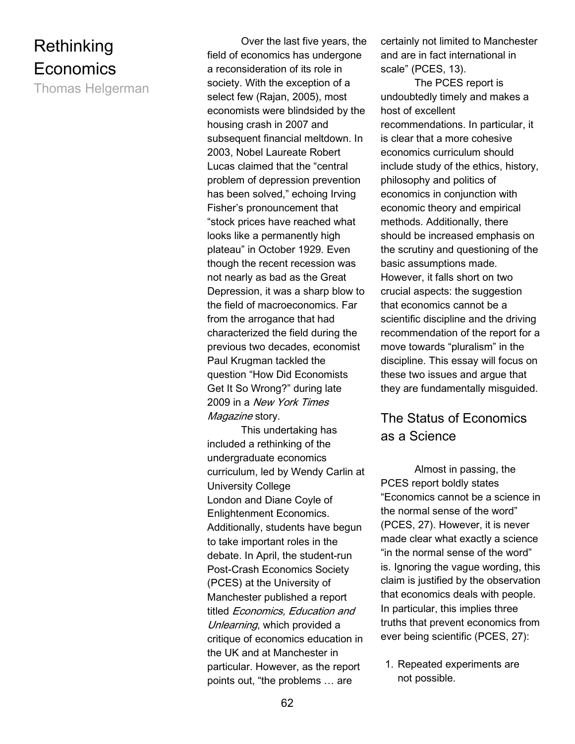# Rethinking Economics

Thomas Helgerman

Over the last five years, the field of economics has undergone a reconsideration of its role in society. With the exception of a select few (Rajan, 2005), most economists were blindsided by the housing crash in 2007 and subsequent financial meltdown. In 2003, Nobel Laureate Robert Lucas claimed that the "central problem of depression prevention has been solved," echoing Irving Fisher's pronouncement that "stock prices have reached what looks like a permanently high plateau" in October 1929. Even though the recent recession was not nearly as bad as the Great Depression, it was a sharp blow to the field of macroeconomics. Far from the arrogance that had characterized the field during the previous two decades, economist Paul Krugman tackled the question "How Did Economists Get It So Wrong?" during late 2009 in a *New York Times Magazine* story.

This undertaking has included a rethinking of the undergraduate economics curriculum, led by Wendy Carlin at University College London and Diane Coyle of Enlightenment Economics. Additionally, students have begun to take important roles in the debate. In April, the student-run Post-Crash Economics Society (PCES) at the University of Manchester published a report titled *Economics, Education and Unlearning*, which provided a critique of economics education in the UK and at Manchester in particular. However, as the report points out, "the problems … are certainly not limited to Manchester and are in fact international in scale" (PCES, 13).

The PCES report is undoubtedly timely and makes a host of excellent recommendations. In particular, it is clear that a more cohesive economics curriculum should include study of the ethics, history, philosophy and politics of economics in conjunction with economic theory and empirical methods. Additionally, there should be increased emphasis on the scrutiny and questioning of the basic assumptions made. However, it falls short on two crucial aspects: the suggestion that economics cannot be a scientific discipline and the driving recommendation of the report for a move towards "pluralism" in the discipline. This essay will focus on these two issues and argue that they are fundamentally misguided.

## The Status of Economics as a Science

Almost in passing, the PCES report boldly states "Economics cannot be a science in the normal sense of the word" (PCES, 27). However, it is never made clear what exactly a science "in the normal sense of the word" is. Ignoring the vague wording, this claim is justified by the observation that economics deals with people. In particular, this implies three truths that prevent economics from ever being scientific (PCES, 27):

1. Repeated experiments are not possible.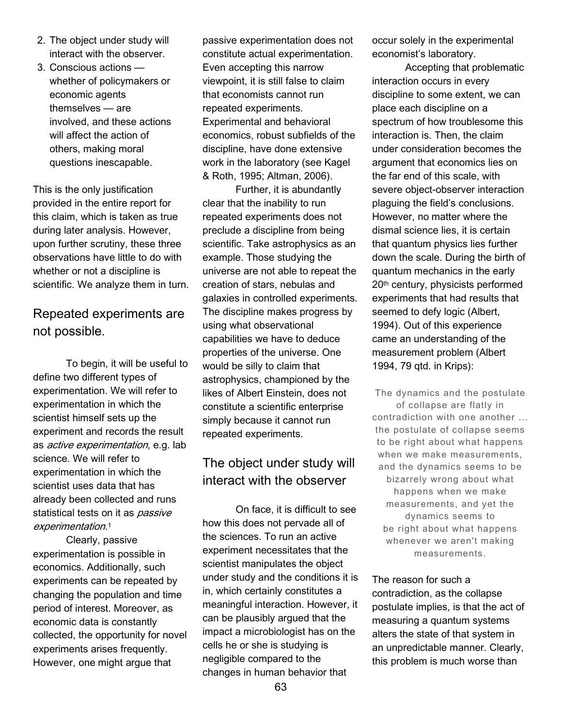2. The object under study will interact with the observer.
3. Conscious actions — whether of policymakers or economic agents themselves — are involved, and these actions will affect the action of others, making moral questions inescapable.

This is the only justification provided in the entire report for this claim, which is taken as true during later analysis. However, upon further scrutiny, these three observations have little to do with whether or not a discipline is scientific. We analyze them in turn.

## Repeated experiments are not possible.

To begin, it will be useful to define two different types of experimentation. We will refer to experimentation in which the scientist himself sets up the experiment and records the result as *active experimentation*, e.g. lab science. We will refer to experimentation in which the scientist uses data that has already been collected and runs statistical tests on it as *passive experimentation*.[1]

Clearly, passive experimentation is possible in economics. Additionally, such experiments can be repeated by changing the population and time period of interest. Moreover, as economic data is constantly collected, the opportunity for novel experiments arises frequently. However, one might argue that passive experimentation does not constitute actual experimentation. Even accepting this narrow viewpoint, it is still false to claim that economists cannot run repeated experiments. Experimental and behavioral economics, robust subfields of the discipline, have done extensive work in the laboratory (see Kagel & Roth, 1995; Altman, 2006).

Further, it is abundantly clear that the inability to run repeated experiments does not preclude a discipline from being scientific. Take astrophysics as an example. Those studying the universe are not able to repeat the creation of stars, nebulas and galaxies in controlled experiments. The discipline makes progress by using what observational capabilities we have to deduce properties of the universe. One would be silly to claim that astrophysics, championed by the likes of Albert Einstein, does not constitute a scientific enterprise simply because it cannot run repeated experiments.

## The object under study will interact with the observer

On face, it is difficult to see how this does not pervade all of the sciences. To run an active experiment necessitates that the scientist manipulates the object under study and the conditions it is in, which certainly constitutes a meaningful interaction. However, it can be plausibly argued that the impact a microbiologist has on the cells he or she is studying is negligible compared to the changes in human behavior that occur solely in the experimental economist's laboratory.

Accepting that problematic interaction occurs in every discipline to some extent, we can place each discipline on a spectrum of how troublesome this interaction is. Then, the claim under consideration becomes the argument that economics lies on the far end of this scale, with severe object-observer interaction plaguing the field's conclusions. However, no matter where the dismal science lies, it is certain that quantum physics lies further down the scale. During the birth of quantum mechanics in the early 20th century, physicists performed experiments that had results that seemed to defy logic (Albert, 1994). Out of this experience came an understanding of the measurement problem (Albert 1994, 79 qtd. in Krips):

> The dynamics and the postulate of collapse are flatly in contradiction with one another ... the postulate of collapse seems to be right about what happens when we make measurements, and the dynamics seems to be bizarrely wrong about what happens when we make measurements, and yet the dynamics seems to be right about what happens whenever we aren't making measurements.

The reason for such a contradiction, as the collapse postulate implies, is that the act of measuring a quantum systems alters the state of that system in an unpredictable manner. Clearly, this problem is much worse than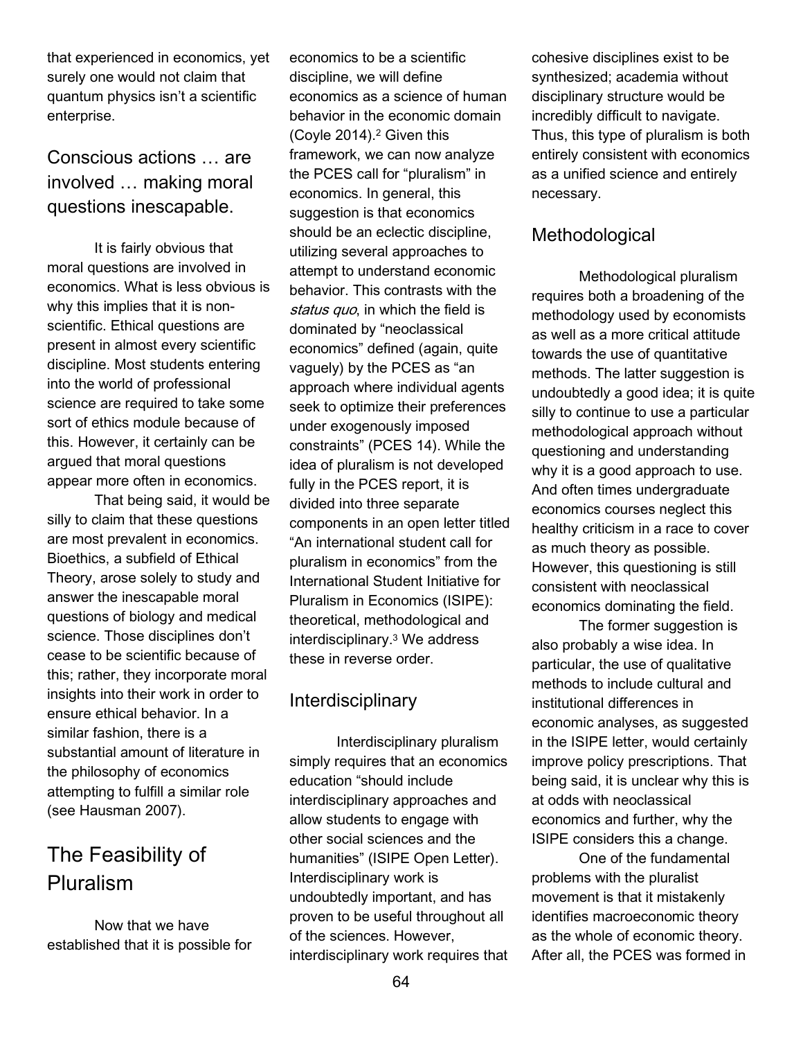that experienced in economics, yet surely one would not claim that quantum physics isn't a scientific enterprise.

### Conscious actions … are involved … making moral questions inescapable.

It is fairly obvious that moral questions are involved in economics. What is less obvious is why this implies that it is non-scientific. Ethical questions are present in almost every scientific discipline. Most students entering into the world of professional science are required to take some sort of ethics module because of this. However, it certainly can be argued that moral questions appear more often in economics.

That being said, it would be silly to claim that these questions are most prevalent in economics. Bioethics, a subfield of Ethical Theory, arose solely to study and answer the inescapable moral questions of biology and medical science. Those disciplines don't cease to be scientific because of this; rather, they incorporate moral insights into their work in order to ensure ethical behavior. In a similar fashion, there is a substantial amount of literature in the philosophy of economics attempting to fulfill a similar role (see Hausman 2007).

## The Feasibility of Pluralism

Now that we have established that it is possible for economics to be a scientific discipline, we will define economics as a science of human behavior in the economic domain (Coyle 2014).[2] Given this framework, we can now analyze the PCES call for "pluralism" in economics. In general, this suggestion is that economics should be an eclectic discipline, utilizing several approaches to attempt to understand economic behavior. This contrasts with the *status quo*, in which the field is dominated by "neoclassical economics" defined (again, quite vaguely) by the PCES as "an approach where individual agents seek to optimize their preferences under exogenously imposed constraints" (PCES 14). While the idea of pluralism is not developed fully in the PCES report, it is divided into three separate components in an open letter titled "An international student call for pluralism in economics" from the International Student Initiative for Pluralism in Economics (ISIPE): theoretical, methodological and interdisciplinary.[3] We address these in reverse order.

### Interdisciplinary

Interdisciplinary pluralism simply requires that an economics education "should include interdisciplinary approaches and allow students to engage with other social sciences and the humanities" (ISIPE Open Letter). Interdisciplinary work is undoubtedly important, and has proven to be useful throughout all of the sciences. However, interdisciplinary work requires that cohesive disciplines exist to be synthesized; academia without disciplinary structure would be incredibly difficult to navigate. Thus, this type of pluralism is both entirely consistent with economics as a unified science and entirely necessary.

### Methodological

Methodological pluralism requires both a broadening of the methodology used by economists as well as a more critical attitude towards the use of quantitative methods. The latter suggestion is undoubtedly a good idea; it is quite silly to continue to use a particular methodological approach without questioning and understanding why it is a good approach to use. And often times undergraduate economics courses neglect this healthy criticism in a race to cover as much theory as possible. However, this questioning is still consistent with neoclassical economics dominating the field.

The former suggestion is also probably a wise idea. In particular, the use of qualitative methods to include cultural and institutional differences in economic analyses, as suggested in the ISIPE letter, would certainly improve policy prescriptions. That being said, it is unclear why this is at odds with neoclassical economics and further, why the ISIPE considers this a change.

One of the fundamental problems with the pluralist movement is that it mistakenly identifies macroeconomic theory as the whole of economic theory. After all, the PCES was formed in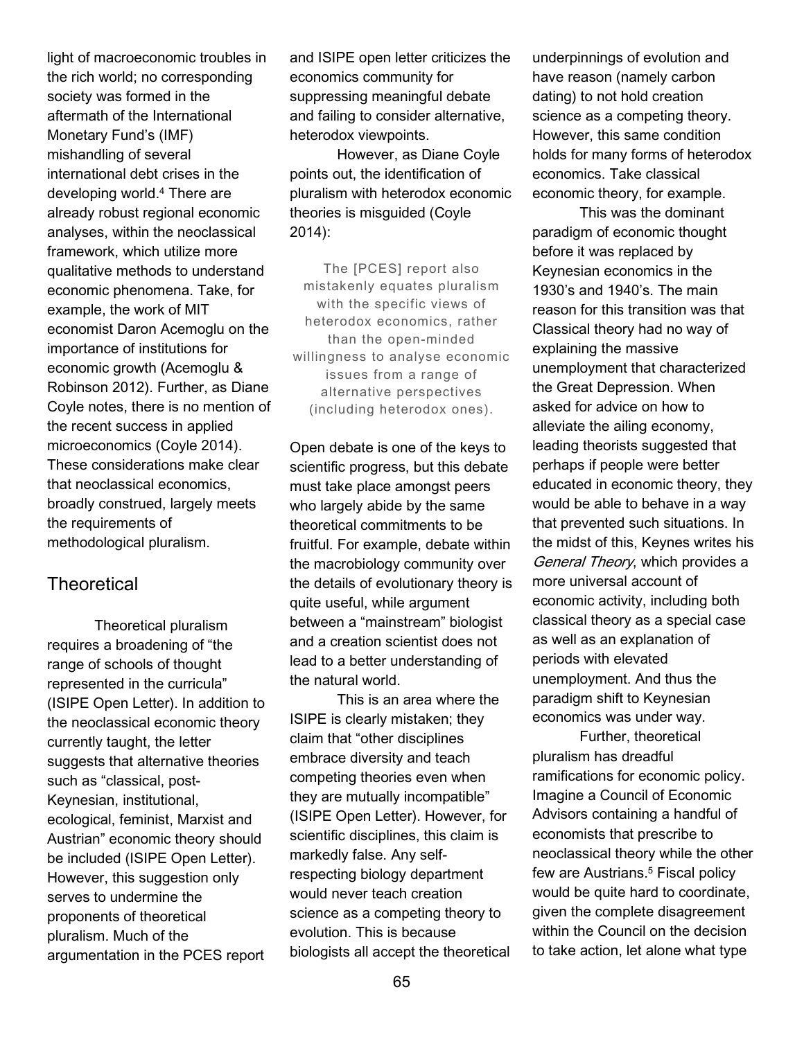light of macroeconomic troubles in the rich world; no corresponding society was formed in the aftermath of the International Monetary Fund's (IMF) mishandling of several international debt crises in the developing world.[4] There are already robust regional economic analyses, within the neoclassical framework, which utilize more qualitative methods to understand economic phenomena. Take, for example, the work of MIT economist Daron Acemoglu on the importance of institutions for economic growth (Acemoglu & Robinson 2012). Further, as Diane Coyle notes, there is no mention of the recent success in applied microeconomics (Coyle 2014). These considerations make clear that neoclassical economics, broadly construed, largely meets the requirements of methodological pluralism.

## Theoretical

Theoretical pluralism requires a broadening of "the range of schools of thought represented in the curricula" (ISIPE Open Letter). In addition to the neoclassical economic theory currently taught, the letter suggests that alternative theories such as "classical, post-Keynesian, institutional, ecological, feminist, Marxist and Austrian" economic theory should be included (ISIPE Open Letter). However, this suggestion only serves to undermine the proponents of theoretical pluralism. Much of the argumentation in the PCES report and ISIPE open letter criticizes the economics community for suppressing meaningful debate and failing to consider alternative, heterodox viewpoints.

However, as Diane Coyle points out, the identification of pluralism with heterodox economic theories is misguided (Coyle 2014):

> The [PCES] report also mistakenly equates pluralism with the specific views of heterodox economics, rather than the open-minded willingness to analyse economic issues from a range of alternative perspectives (including heterodox ones).

Open debate is one of the keys to scientific progress, but this debate must take place amongst peers who largely abide by the same theoretical commitments to be fruitful. For example, debate within the macrobiology community over the details of evolutionary theory is quite useful, while argument between a "mainstream" biologist and a creation scientist does not lead to a better understanding of the natural world.

This is an area where the ISIPE is clearly mistaken; they claim that "other disciplines embrace diversity and teach competing theories even when they are mutually incompatible" (ISIPE Open Letter). However, for scientific disciplines, this claim is markedly false. Any self-respecting biology department would never teach creation science as a competing theory to evolution. This is because biologists all accept the theoretical underpinnings of evolution and have reason (namely carbon dating) to not hold creation science as a competing theory. However, this same condition holds for many forms of heterodox economics. Take classical economic theory, for example.

This was the dominant paradigm of economic thought before it was replaced by Keynesian economics in the 1930's and 1940's. The main reason for this transition was that Classical theory had no way of explaining the massive unemployment that characterized the Great Depression. When asked for advice on how to alleviate the ailing economy, leading theorists suggested that perhaps if people were better educated in economic theory, they would be able to behave in a way that prevented such situations. In the midst of this, Keynes writes his *General Theory*, which provides a more universal account of economic activity, including both classical theory as a special case as well as an explanation of periods with elevated unemployment. And thus the paradigm shift to Keynesian economics was under way.

Further, theoretical pluralism has dreadful ramifications for economic policy. Imagine a Council of Economic Advisors containing a handful of economists that prescribe to neoclassical theory while the other few are Austrians.[5] Fiscal policy would be quite hard to coordinate, given the complete disagreement within the Council on the decision to take action, let alone what type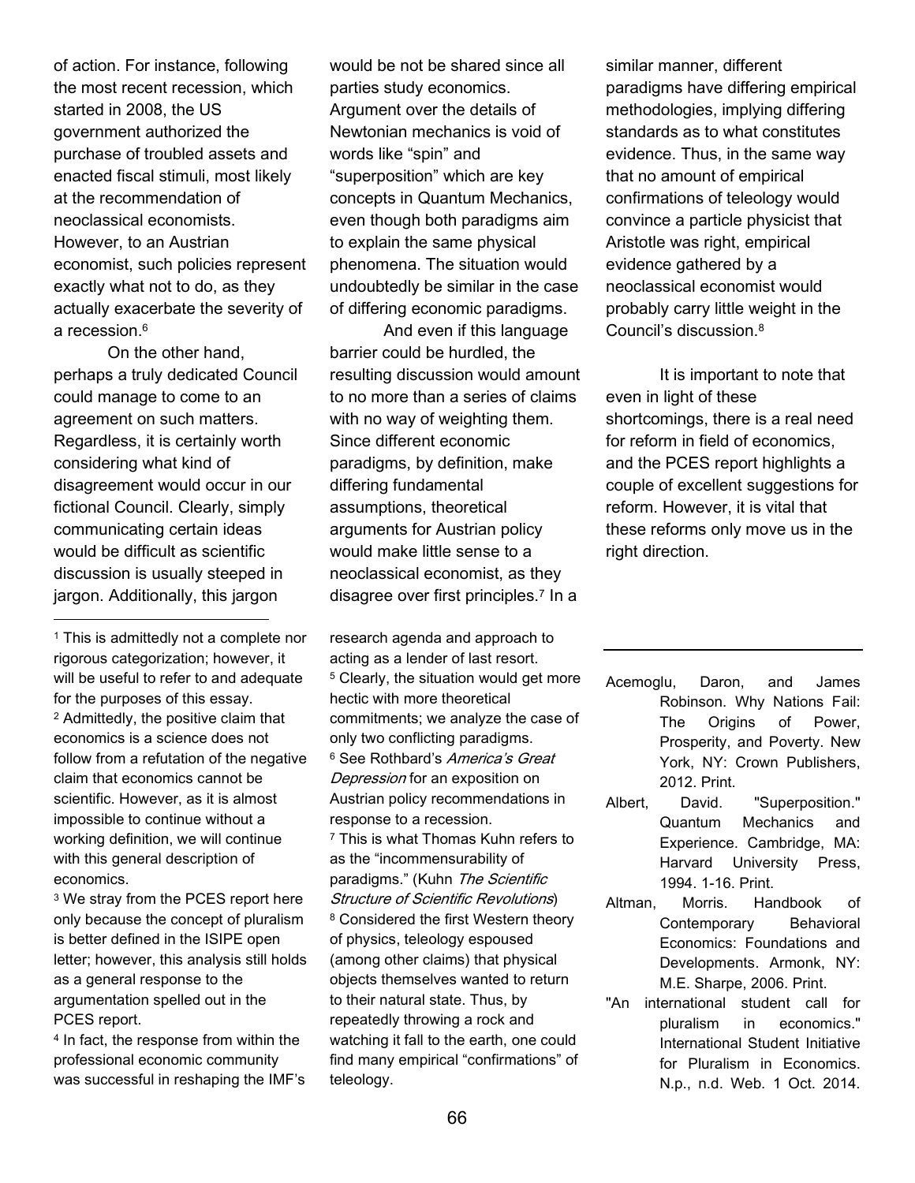of action. For instance, following the most recent recession, which started in 2008, the US government authorized the purchase of troubled assets and enacted fiscal stimuli, most likely at the recommendation of neoclassical economists. However, to an Austrian economist, such policies represent exactly what not to do, as they actually exacerbate the severity of a recession.[6]

On the other hand, perhaps a truly dedicated Council could manage to come to an agreement on such matters. Regardless, it is certainly worth considering what kind of disagreement would occur in our fictional Council. Clearly, simply communicating certain ideas would be difficult as scientific discussion is usually steeped in jargon. Additionally, this jargon would be not be shared since all parties study economics. Argument over the details of Newtonian mechanics is void of words like "spin" and "superposition" which are key concepts in Quantum Mechanics, even though both paradigms aim to explain the same physical phenomena. The situation would undoubtedly be similar in the case of differing economic paradigms.

And even if this language barrier could be hurdled, the resulting discussion would amount to no more than a series of claims with no way of weighting them. Since different economic paradigms, by definition, make differing fundamental assumptions, theoretical arguments for Austrian policy would make little sense to a neoclassical economist, as they disagree over first principles.[7] In a similar manner, different paradigms have differing empirical methodologies, implying differing standards as to what constitutes evidence. Thus, in the same way that no amount of empirical confirmations of teleology would convince a particle physicist that Aristotle was right, empirical evidence gathered by a neoclassical economist would probably carry little weight in the Council's discussion.[8]

It is important to note that even in light of these shortcomings, there is a real need for reform in field of economics, and the PCES report highlights a couple of excellent suggestions for reform. However, it is vital that these reforms only move us in the right direction.

---

[1] This is admittedly not a complete nor rigorous categorization; however, it will be useful to refer to and adequate for the purposes of this essay.

[2] Admittedly, the positive claim that economics is a science does not follow from a refutation of the negative claim that economics cannot be scientific. However, as it is almost impossible to continue without a working definition, we will continue with this general description of economics.

[3] We stray from the PCES report here only because the concept of pluralism is better defined in the ISIPE open letter; however, this analysis still holds as a general response to the argumentation spelled out in the PCES report.

[4] In fact, the response from within the professional economic community was successful in reshaping the IMF's research agenda and approach to acting as a lender of last resort.

[5] Clearly, the situation would get more hectic with more theoretical commitments; we analyze the case of only two conflicting paradigms.

[6] See Rothbard's *America's Great Depression* for an exposition on Austrian policy recommendations in response to a recession.

[7] This is what Thomas Kuhn refers to as the "incommensurability of paradigms." (Kuhn *The Scientific Structure of Scientific Revolutions*)

[8] Considered the first Western theory of physics, teleology espoused (among other claims) that physical objects themselves wanted to return to their natural state. Thus, by repeatedly throwing a rock and watching it fall to the earth, one could find many empirical "confirmations" of teleology.

---

Acemoglu, Daron, and James Robinson. Why Nations Fail: The Origins of Power, Prosperity, and Poverty. New York, NY: Crown Publishers, 2012. Print.

Albert, David. "Superposition." Quantum Mechanics and Experience. Cambridge, MA: Harvard University Press, 1994. 1-16. Print.

Altman, Morris. Handbook of Contemporary Behavioral Economics: Foundations and Developments. Armonk, NY: M.E. Sharpe, 2006. Print.

"An international student call for pluralism in economics." International Student Initiative for Pluralism in Economics. N.p., n.d. Web. 1 Oct. 2014.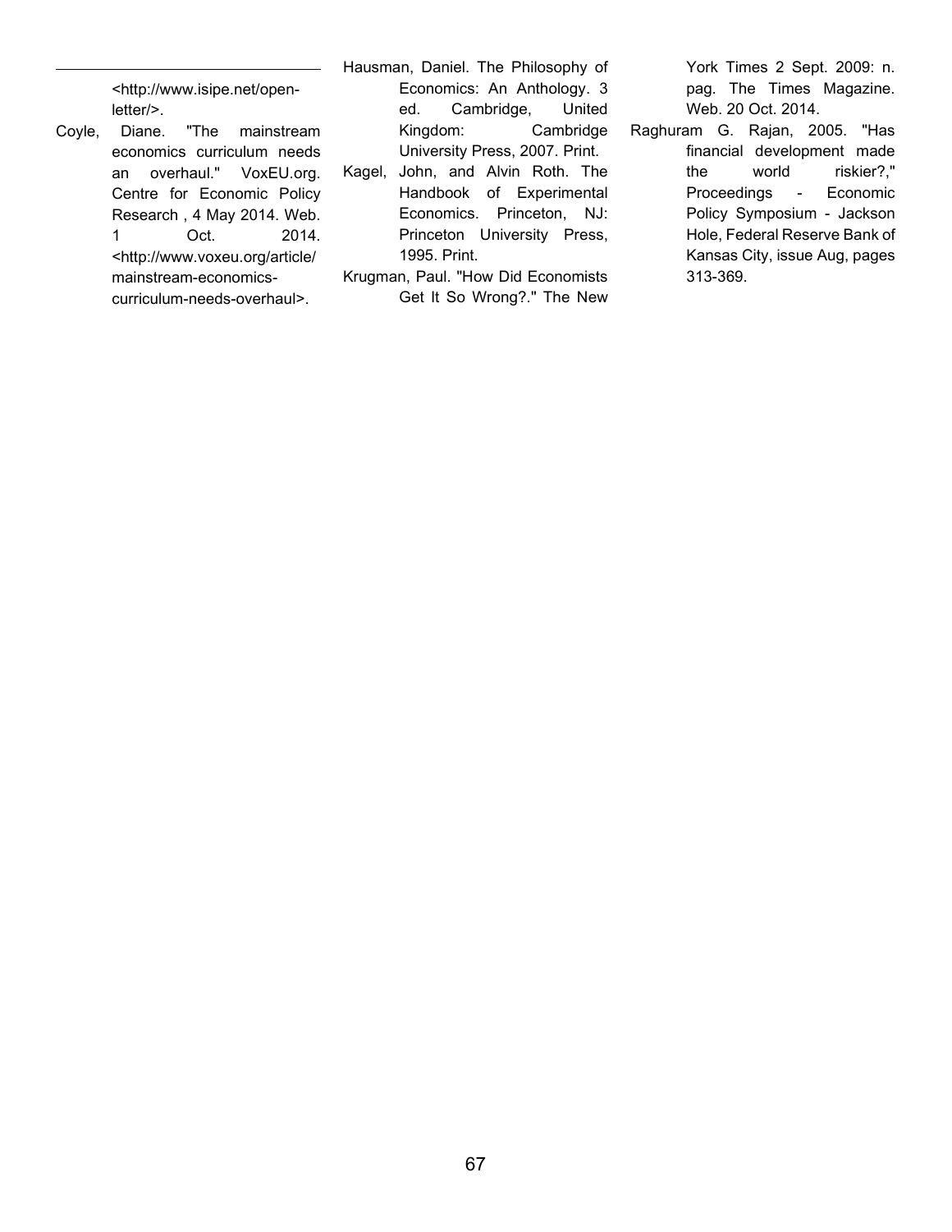<http://www.isipe.net/open-letter/>.

Coyle, Diane. "The mainstream economics curriculum needs an overhaul." VoxEU.org. Centre for Economic Policy Research , 4 May 2014. Web. 1 Oct. 2014. <http://www.voxeu.org/article/mainstream-economics-curriculum-needs-overhaul>.

Hausman, Daniel. The Philosophy of Economics: An Anthology. 3 ed. Cambridge, United Kingdom: Cambridge University Press, 2007. Print.

Kagel, John, and Alvin Roth. The Handbook of Experimental Economics. Princeton, NJ: Princeton University Press, 1995. Print.

Krugman, Paul. "How Did Economists Get It So Wrong?." The New York Times 2 Sept. 2009: n. pag. The Times Magazine. Web. 20 Oct. 2014.

Raghuram G. Rajan, 2005. "Has financial development made the world riskier?," Proceedings - Economic Policy Symposium - Jackson Hole, Federal Reserve Bank of Kansas City, issue Aug, pages 313-369.